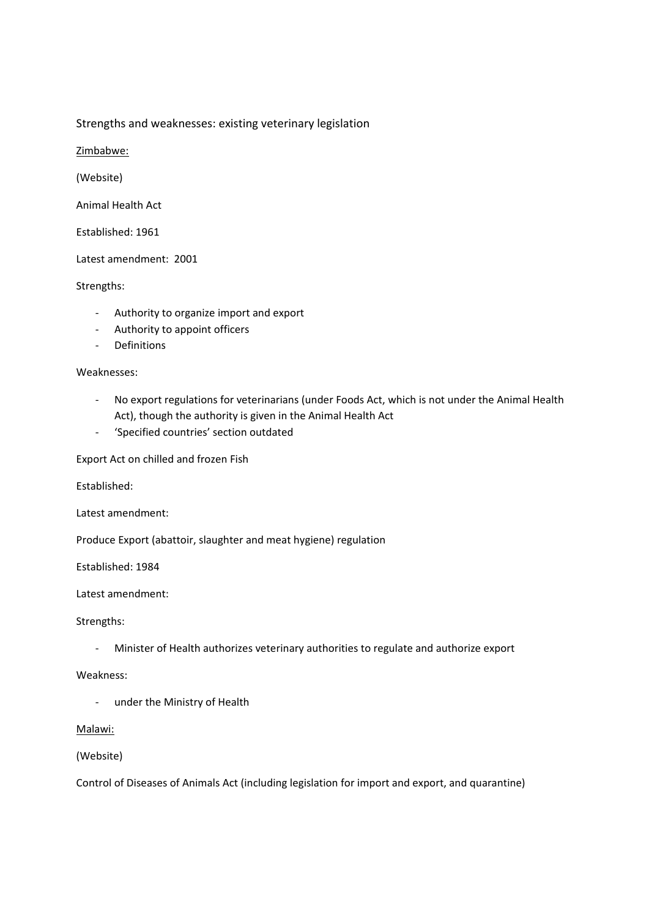Strengths and weaknesses: existing veterinary legislation

<u>Zimbabwe:</u>

(Website)

Animal Health Act

Established: 1961

Latest amendment: 2001

Strengths:

- Authority to organize import and export
- Authority to appoint officers
- Definitions

Weaknesses:

- No export regulations for veterinarians (under Foods Act, which is not under the Animal Health Act), though the authority is given in the Animal Health Act
- 'Specified countries' section outdated

Export Act on chilled and frozen Fish

Established:

Latest amendment:

Produce Export (abattoir, slaughter and meat hygiene) regulation

Established: 1984

Latest amendment:

Strengths:

- Minister of Health authorizes veterinary authorities to regulate and authorize export

Weakness:

- under the Ministry of Health

<u>Malawi:</u>

(Website)

Control of Diseases of Animals Act (including legislation for import and export, and quarantine)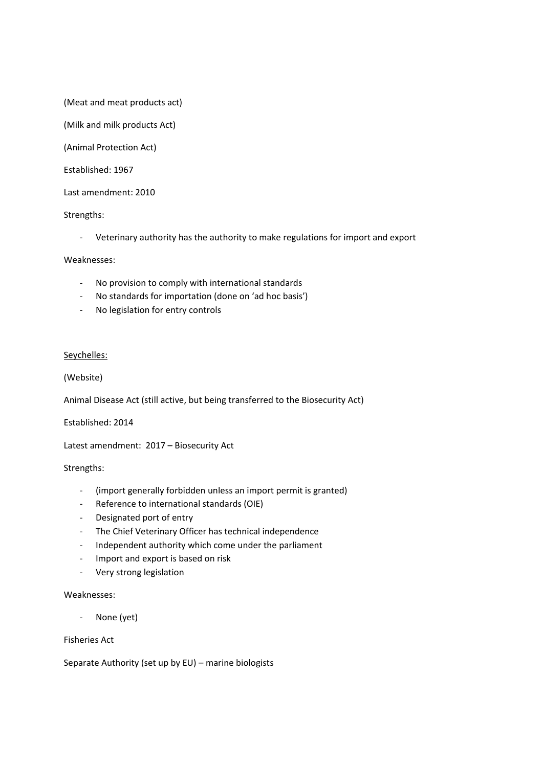(Meat and meat products act)

(Milk and milk products Act)

(Animal Protection Act)

Established: 1967

Last amendment: 2010

Strengths:

- Veterinary authority has the authority to make regulations for import and export

Weaknesses:

- No provision to comply with international standards
- No standards for importation (done on 'ad hoc basis')
- No legislation for entry controls

<u>Seychelles:</u>

(Website)

Animal Disease Act (still active, but being transferred to the Biosecurity Act)

Established: 2014

Latest amendment: 2017 – Biosecurity Act

Strengths:

- (import generally forbidden unless an import permit is granted)
- Reference to international standards (OIE)
- Designated port of entry
- The Chief Veterinary Officer has technical independence
- Independent authority which come under the parliament
- Import and export is based on risk
- Very strong legislation

Weaknesses:

- None (yet)

Fisheries Act

Separate Authority (set up by EU) – marine biologists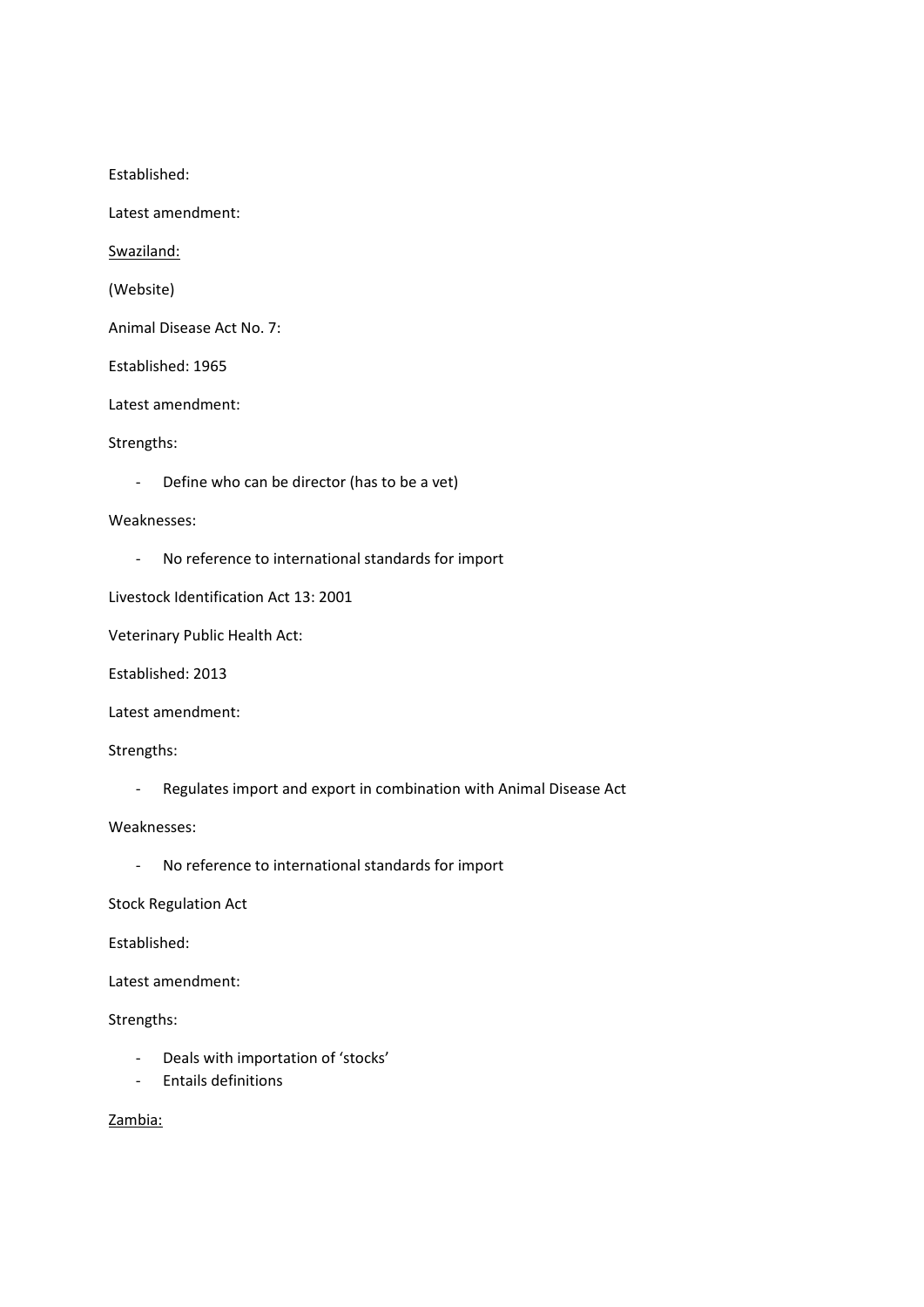Established:

Latest amendment:

<u>Swaziland:</u>

(Website)

Animal Disease Act No. 7:

Established: 1965

Latest amendment:

Strengths:

- Define who can be director (has to be a vet)

Weaknesses:

- No reference to international standards for import

Livestock Identification Act 13: 2001

Veterinary Public Health Act:

Established: 2013

Latest amendment:

Strengths:

- Regulates import and export in combination with Animal Disease Act

Weaknesses:

- No reference to international standards for import

Stock Regulation Act

Established:

Latest amendment:

Strengths:

- Deals with importation of 'stocks'
- Entails definitions

<u>Zambia:</u>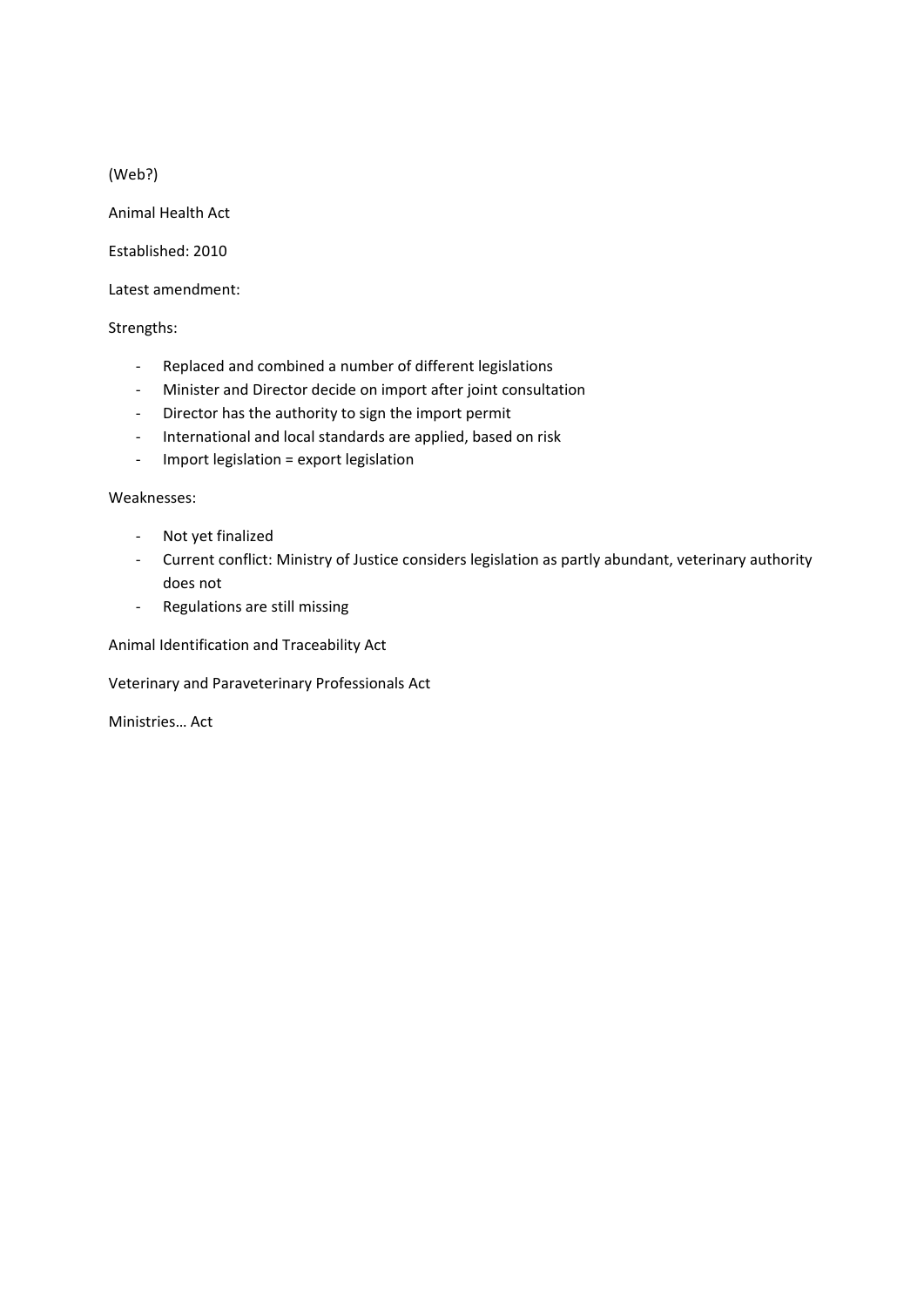(Web?)

Animal Health Act

Established: 2010

Latest amendment:

Strengths:

- Replaced and combined a number of different legislations
- Minister and Director decide on import after joint consultation
- Director has the authority to sign the import permit
- International and local standards are applied, based on risk
- Import legislation = export legislation

Weaknesses:

- Not yet finalized
- Current conflict: Ministry of Justice considers legislation as partly abundant, veterinary authority does not
- Regulations are still missing

Animal Identification and Traceability Act

Veterinary and Paraveterinary Professionals Act

Ministries… Act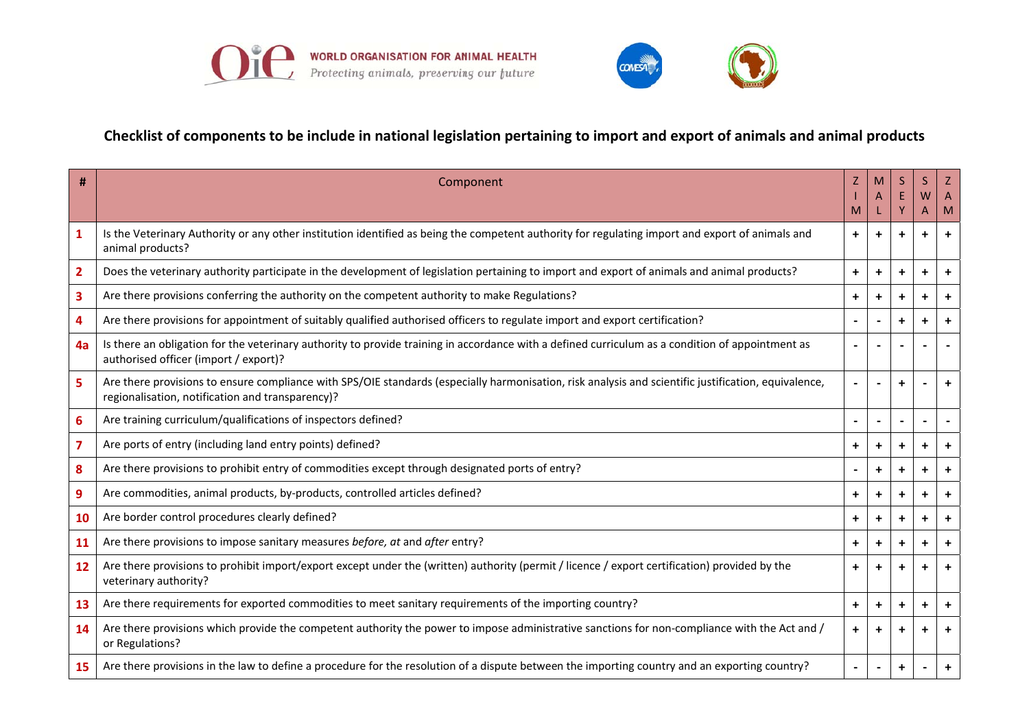WORLD ORGANISATION FOR ANIMAL HEALTH
Protecting animals, preserving our future

## Checklist of components to be include in national legislation pertaining to import and export of animals and animal products

| # | Component | ZIM | MAL | SEY | SWA | ZAM |
|---|---|---|---|---|---|---|
| 1 | Is the Veterinary Authority or any other institution identified as being the competent authority for regulating import and export of animals and animal products? | + | + | + | + | + |
| 2 | Does the veterinary authority participate in the development of legislation pertaining to import and export of animals and animal products? | + | + | + | + | + |
| 3 | Are there provisions conferring the authority on the competent authority to make Regulations? | + | + | + | + | + |
| 4 | Are there provisions for appointment of suitably qualified authorised officers to regulate import and export certification? | - | - | + | + | + |
| 4a | Is there an obligation for the veterinary authority to provide training in accordance with a defined curriculum as a condition of appointment as authorised officer (import / export)? | - | - | - | - | - |
| 5 | Are there provisions to ensure compliance with SPS/OIE standards (especially harmonisation, risk analysis and scientific justification, equivalence, regionalisation, notification and transparency)? | - | - | + | - | + |
| 6 | Are training curriculum/qualifications of inspectors defined? | - | - | - | - | - |
| 7 | Are ports of entry (including land entry points) defined? | + | + | + | + | + |
| 8 | Are there provisions to prohibit entry of commodities except through designated ports of entry? | - | + | + | + | + |
| 9 | Are commodities, animal products, by-products, controlled articles defined? | + | + | + | + | + |
| 10 | Are border control procedures clearly defined? | + | + | + | + | + |
| 11 | Are there provisions to impose sanitary measures *before, at* and *after* entry? | + | + | + | + | + |
| 12 | Are there provisions to prohibit import/export except under the (written) authority (permit / licence / export certification) provided by the veterinary authority? | + | + | + | + | + |
| 13 | Are there requirements for exported commodities to meet sanitary requirements of the importing country? | + | + | + | + | + |
| 14 | Are there provisions which provide the competent authority the power to impose administrative sanctions for non-compliance with the Act and / or Regulations? | + | + | + | + | + |
| 15 | Are there provisions in the law to define a procedure for the resolution of a dispute between the importing country and an exporting country? | - | - | + | - | + |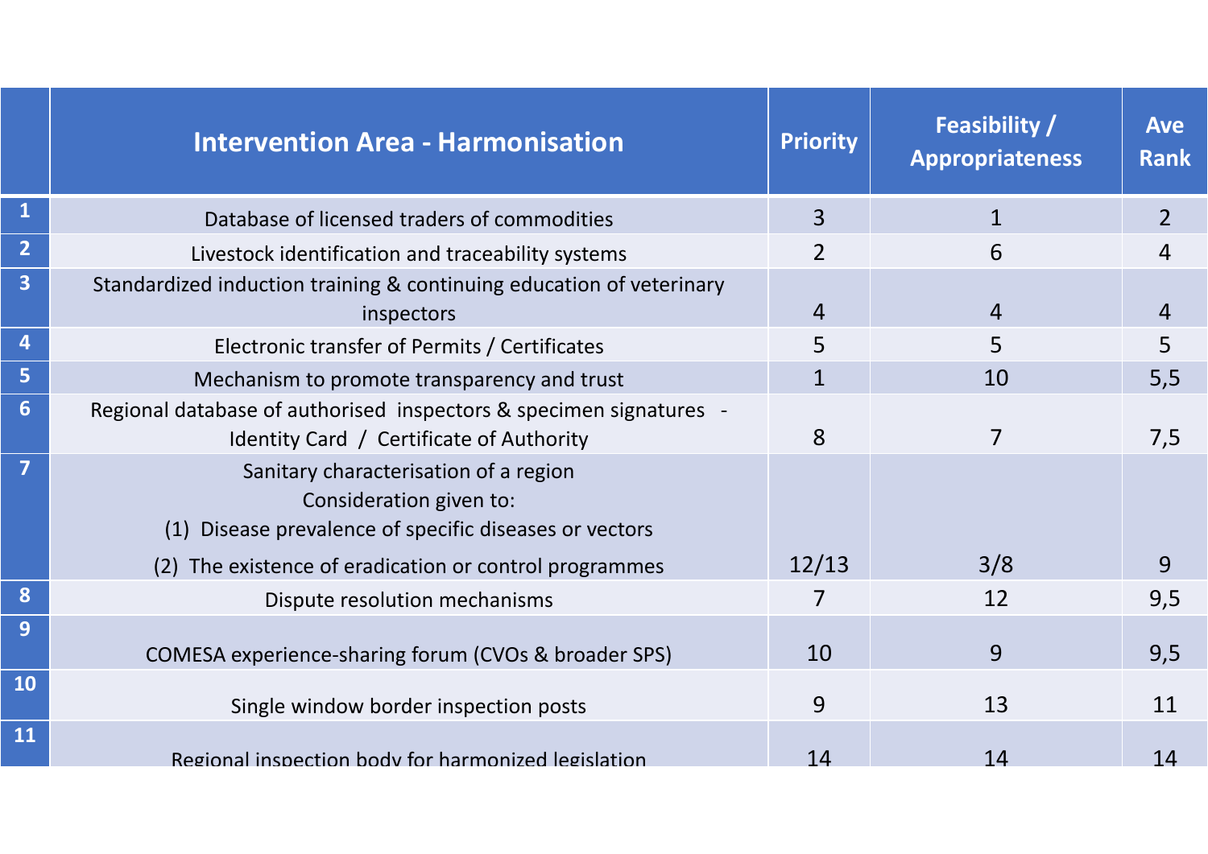| | Intervention Area - Harmonisation | Priority | Feasibility / Appropriateness | Ave Rank |
|---|---|---|---|---|
| 1 | Database of licensed traders of commodities | 3 | 1 | 2 |
| 2 | Livestock identification and traceability systems | 2 | 6 | 4 |
| 3 | Standardized induction training & continuing education of veterinary inspectors | 4 | 4 | 4 |
| 4 | Electronic transfer of Permits / Certificates | 5 | 5 | 5 |
| 5 | Mechanism to promote transparency and trust | 1 | 10 | 5,5 |
| 6 | Regional database of authorised inspectors & specimen signatures - Identity Card / Certificate of Authority | 8 | 7 | 7,5 |
| 7 | Sanitary characterisation of a region<br>Consideration given to:<br>(1) Disease prevalence of specific diseases or vectors<br>(2) The existence of eradication or control programmes | 12/13 | 3/8 | 9 |
| 8 | Dispute resolution mechanisms | 7 | 12 | 9,5 |
| 9 | COMESA experience-sharing forum (CVOs & broader SPS) | 10 | 9 | 9,5 |
| 10 | Single window border inspection posts | 9 | 13 | 11 |
| 11 | Regional inspection body for harmonized legislation | 14 | 14 | 14 |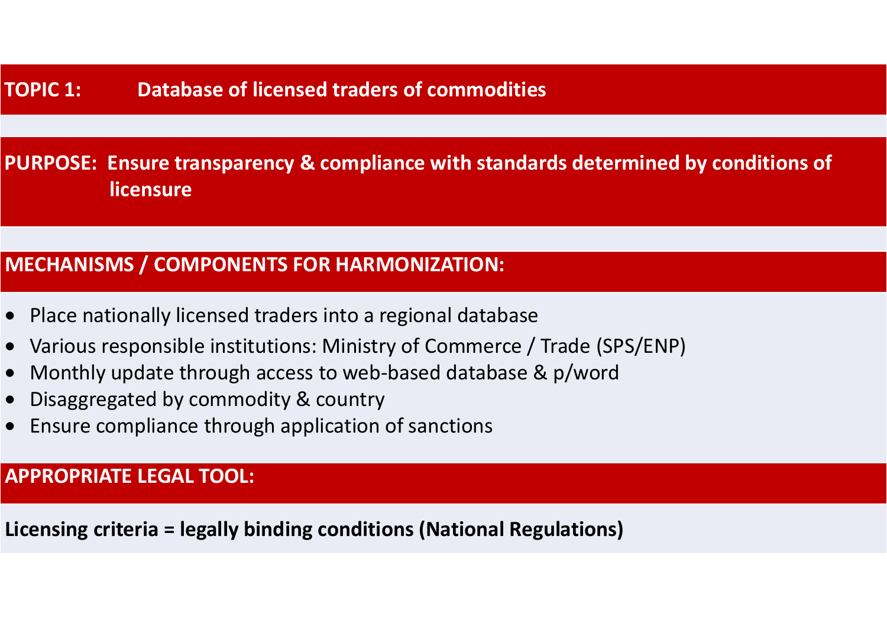## TOPIC 1: Database of licensed traders of commodities

**PURPOSE: Ensure transparency & compliance with standards determined by conditions of licensure**

### MECHANISMS / COMPONENTS FOR HARMONIZATION:

- Place nationally licensed traders into a regional database
- Various responsible institutions: Ministry of Commerce / Trade (SPS/ENP)
- Monthly update through access to web-based database & p/word
- Disaggregated by commodity & country
- Ensure compliance through application of sanctions

### APPROPRIATE LEGAL TOOL:

**Licensing criteria = legally binding conditions (National Regulations)**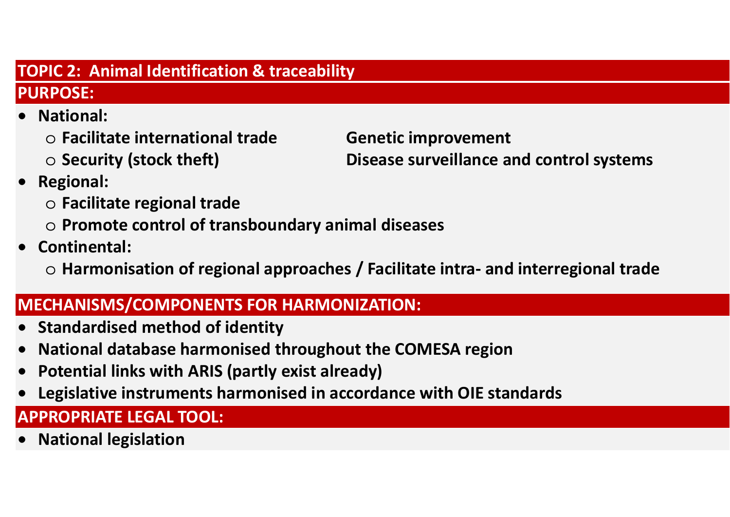## TOPIC 2: Animal Identification & traceability

### PURPOSE:

- **National:**
  - **Facilitate international trade**
  - **Security (stock theft)**
  - **Genetic improvement**
  - **Disease surveillance and control systems**
- **Regional:**
  - **Facilitate regional trade**
  - **Promote control of transboundary animal diseases**
- **Continental:**
  - **Harmonisation of regional approaches / Facilitate intra- and interregional trade**

### MECHANISMS/COMPONENTS FOR HARMONIZATION:

- **Standardised method of identity**
- **National database harmonised throughout the COMESA region**
- **Potential links with ARIS (partly exist already)**
- **Legislative instruments harmonised in accordance with OIE standards**

### APPROPRIATE LEGAL TOOL:

- **National legislation**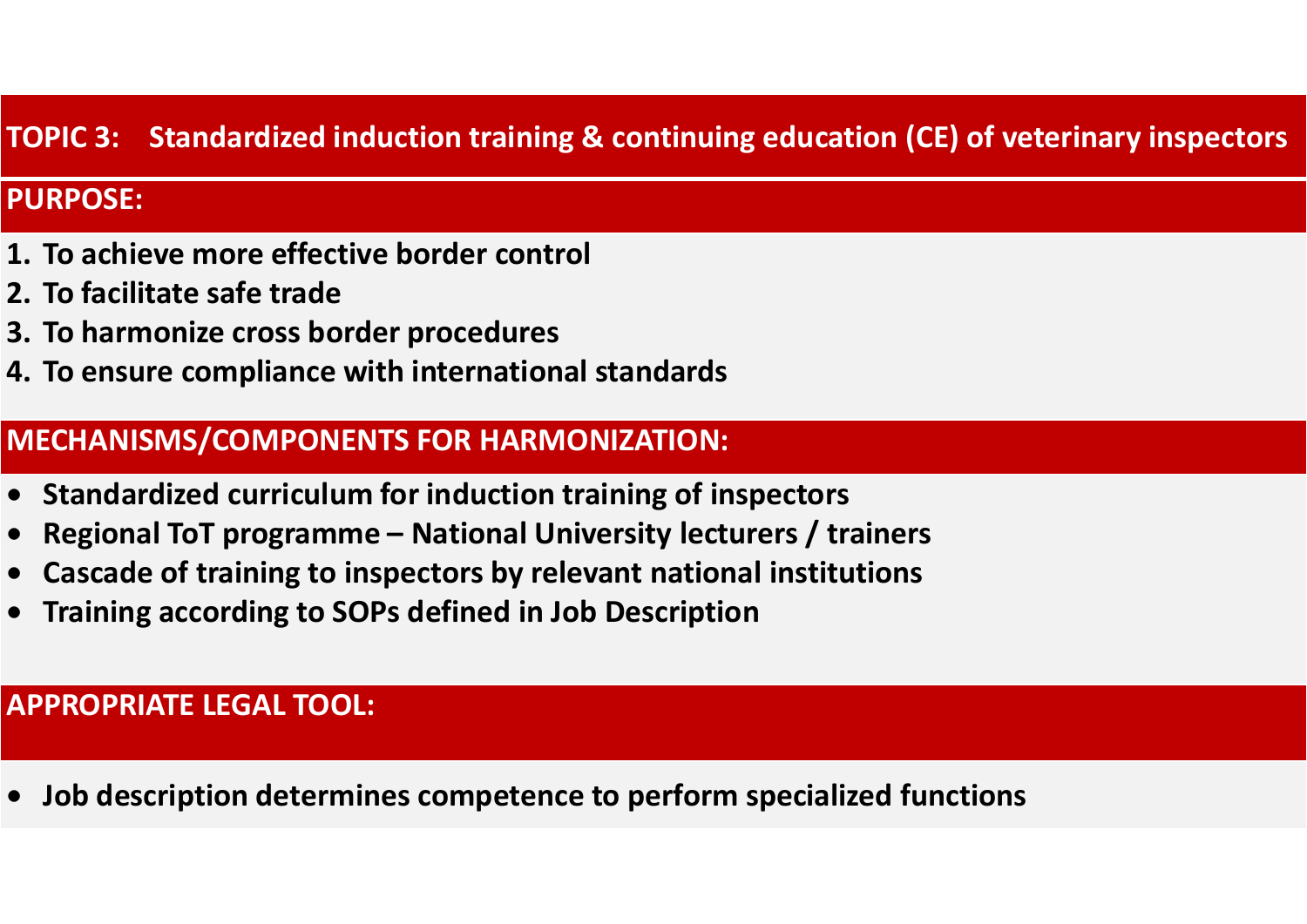# TOPIC 3: Standardized induction training & continuing education (CE) of veterinary inspectors

## PURPOSE:

1. **To achieve more effective border control**
2. **To facilitate safe trade**
3. **To harmonize cross border procedures**
4. **To ensure compliance with international standards**

## MECHANISMS/COMPONENTS FOR HARMONIZATION:

- **Standardized curriculum for induction training of inspectors**
- **Regional ToT programme – National University lecturers / trainers**
- **Cascade of training to inspectors by relevant national institutions**
- **Training according to SOPs defined in Job Description**

## APPROPRIATE LEGAL TOOL:

- **Job description determines competence to perform specialized functions**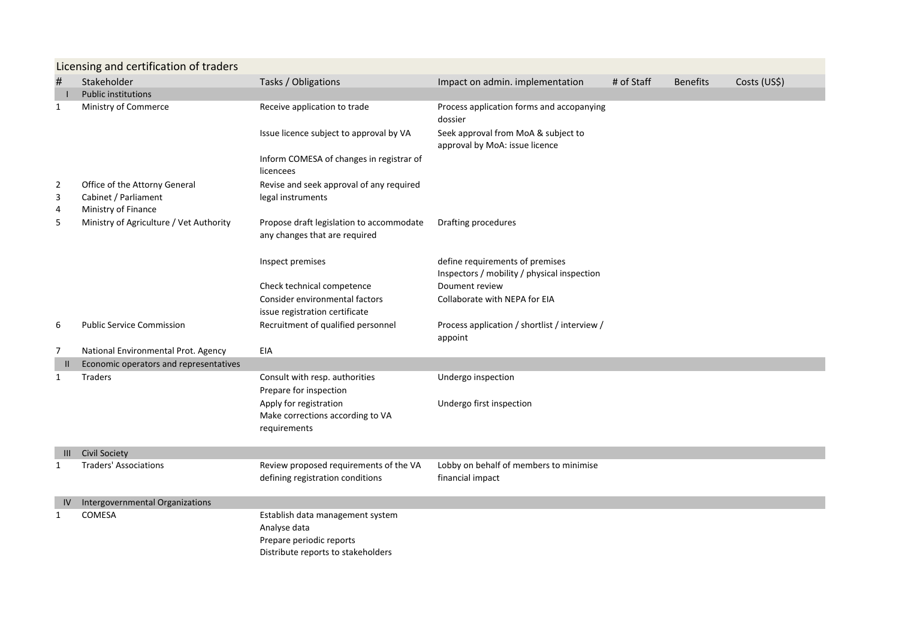## Licensing and certification of traders

| # | Stakeholder | Tasks / Obligations | Impact on admin. implementation | # of Staff | Benefits | Costs (US$) |
|---|---|---|---|---|---|---|
| I | Public institutions | | | | | |
| 1 | Ministry of Commerce | Receive application to trade | Process application forms and accopanying dossier | | | |
| | | Issue licence subject to approval by VA | Seek approval from MoA & subject to approval by MoA: issue licence | | | |
| | | Inform COMESA of changes in registrar of licencees | | | | |
| 2 | Office of the Attorny General | Revise and seek approval of any required legal instruments | | | | |
| 3 | Cabinet / Parliament | | | | | |
| 4 | Ministry of Finance | | | | | |
| 5 | Ministry of Agriculture / Vet Authority | Propose draft legislation to accommodate any changes that are required | Drafting procedures | | | |
| | | Inspect premises | define requirements of premises<br>Inspectors / mobility / physical inspection | | | |
| | | Check technical competence | Doument review | | | |
| | | Consider environmental factors | Collaborate with NEPA for EIA | | | |
| | | issue registration certificate | | | | |
| 6 | Public Service Commission | Recruitment of qualified personnel | Process application / shortlist / interview / appoint | | | |
| 7 | National Environmental Prot. Agency | EIA | | | | |
| II | Economic operators and representatives | | | | | |
| 1 | Traders | Consult with resp. authorities | Undergo inspection | | | |
| | | Prepare for inspection | | | | |
| | | Apply for registration | Undergo first inspection | | | |
| | | Make corrections according to VA requirements | | | | |
| III | Civil Society | | | | | |
| 1 | Traders' Associations | Review proposed requirements of the VA defining registration conditions | Lobby on behalf of members to minimise financial impact | | | |
| IV | Intergovernmental Organizations | | | | | |
| 1 | COMESA | Establish data management system | | | | |
| | | Analyse data | | | | |
| | | Prepare periodic reports | | | | |
| | | Distribute reports to stakeholders | | | | |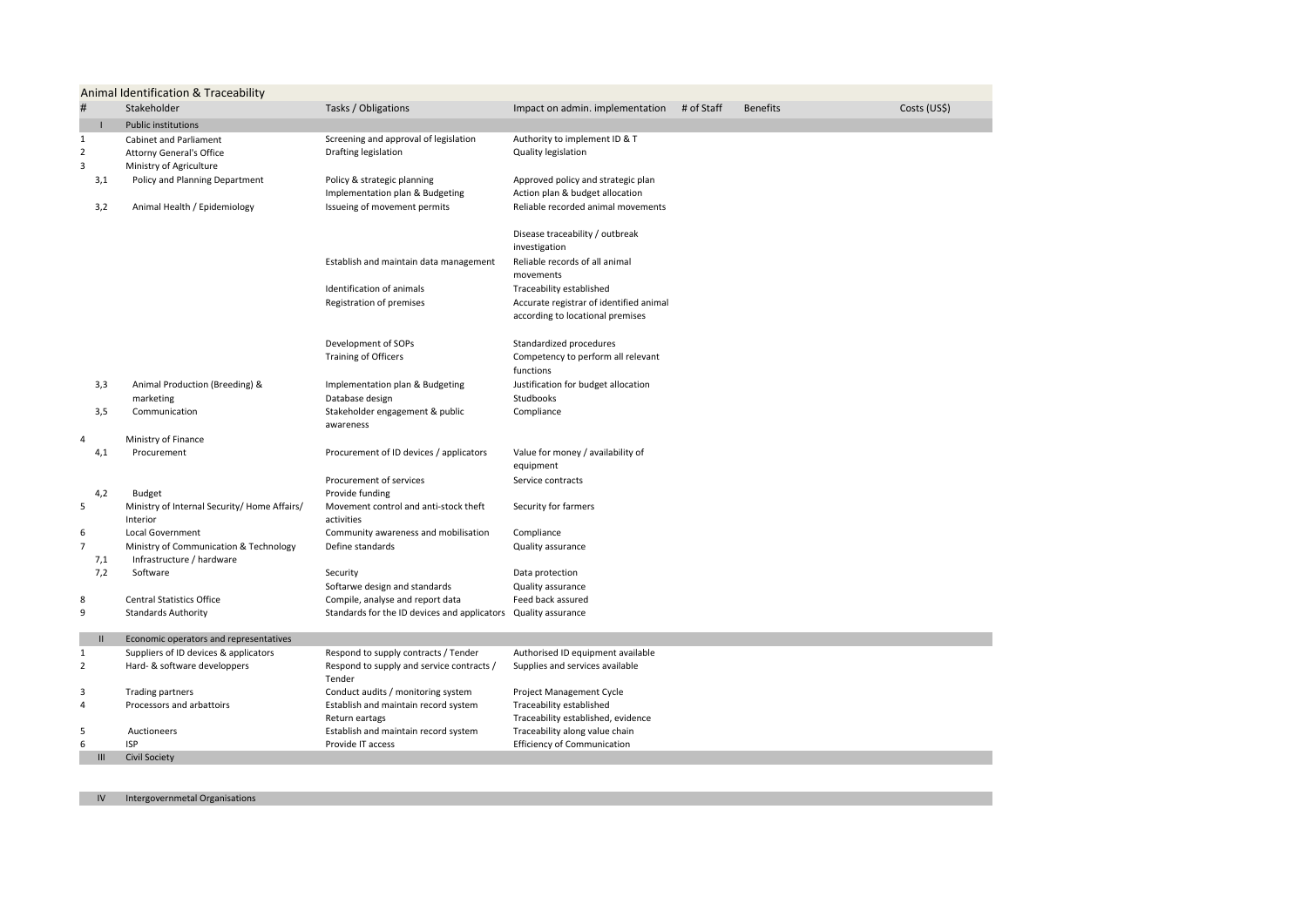## Animal Identification & Traceability

| # | | Stakeholder | Tasks / Obligations | Impact on admin. implementation | # of Staff | Benefits | Costs (US$) |
|---|---|---|---|---|---|---|---|
| | I | Public institutions | | | | | |
| 1 | | Cabinet and Parliament | Screening and approval of legislation | Authority to implement ID & T | | | |
| 2 | | Attorny General's Office | Drafting legislation | Quality legislation | | | |
| 3 | | Ministry of Agriculture | | | | | |
| | 3,1 | Policy and Planning Department | Policy & strategic planning | Approved policy and strategic plan | | | |
| | | | Implementation plan & Budgeting | Action plan & budget allocation | | | |
| | 3,2 | Animal Health / Epidemiology | Issueing of movement permits | Reliable recorded animal movements | | | |
| | | | | Disease traceability / outbreak investigation | | | |
| | | | Establish and maintain data management | Reliable records of all animal movements | | | |
| | | | Identification of animals | Traceability established | | | |
| | | | Registration of premises | Accurate registrar of identified animal according to locational premises | | | |
| | | | Development of SOPs | Standardized procedures | | | |
| | | | Training of Officers | Competency to perform all relevant functions | | | |
| | 3,3 | Animal Production (Breeding) & marketing | Implementation plan & Budgeting | Justification for budget allocation | | | |
| | | | Database design | Studbooks | | | |
| | 3,5 | Communication | Stakeholder engagement & public awareness | Compliance | | | |
| 4 | | Ministry of Finance | | | | | |
| | 4,1 | Procurement | Procurement of ID devices / applicators | Value for money / availability of equipment | | | |
| | | | Procurement of services | Service contracts | | | |
| | 4,2 | Budget | Provide funding | | | | |
| 5 | | Ministry of Internal Security/ Home Affairs/ Interior | Movement control and anti-stock theft activities | Security for farmers | | | |
| 6 | | Local Government | Community awareness and mobilisation | Compliance | | | |
| 7 | | Ministry of Communication & Technology | Define standards | Quality assurance | | | |
| | 7,1 | Infrastructure / hardware | | | | | |
| | 7,2 | Software | Security | Data protection | | | |
| | | | Softarwe design and standards | Quality assurance | | | |
| 8 | | Central Statistics Office | Compile, analyse and report data | Feed back assured | | | |
| 9 | | Standards Authority | Standards for the ID devices and applicators | Quality assurance | | | |
| | II | Economic operators and representatives | | | | | |
| 1 | | Suppliers of ID devices & applicators | Respond to supply contracts / Tender | Authorised ID equipment available | | | |
| 2 | | Hard- & software developpers | Respond to supply and service contracts / Tender | Supplies and services available | | | |
| 3 | | Trading partners | Conduct audits / monitoring system | Project Management Cycle | | | |
| 4 | | Processors and arbattoirs | Establish and maintain record system | Traceability established | | | |
| | | | Return eartags | Traceability established, evidence | | | |
| 5 | | Auctioneers | Establish and maintain record system | Traceability along value chain | | | |
| 6 | | ISP | Provide IT access | Efficiency of Communication | | | |
| | III | Civil Society | | | | | |
| | IV | Intergovernmetal Organisations | | | | | |